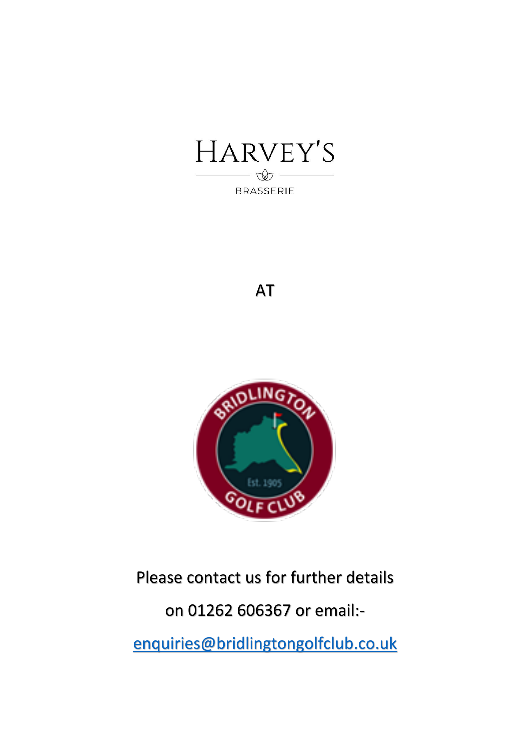# HARVEY'S

BRASSERIE

AT

BRIDLINGTON GOLF CLUB

Est. 1905

Please contact us for further details

on 01262 606367 or email:-

enquiries@bridlingtongolfclub.co.uk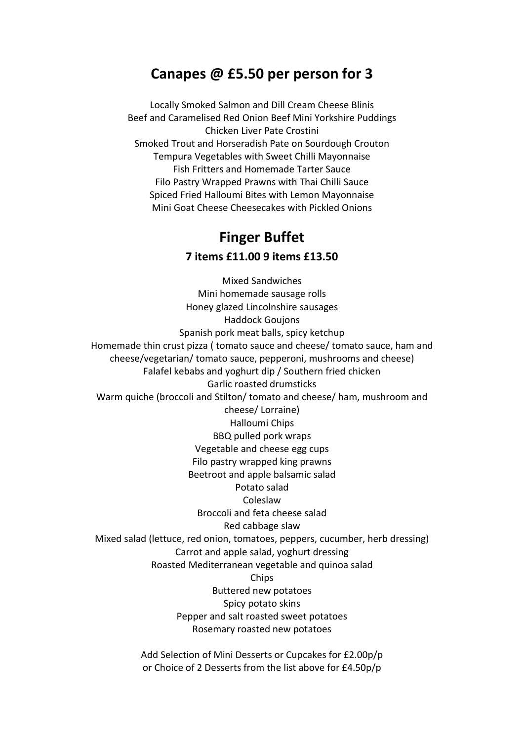## Canapes @ £5.50 per person for 3

Locally Smoked Salmon and Dill Cream Cheese Blinis
Beef and Caramelised Red Onion Beef Mini Yorkshire Puddings
Chicken Liver Pate Crostini
Smoked Trout and Horseradish Pate on Sourdough Crouton
Tempura Vegetables with Sweet Chilli Mayonnaise
Fish Fritters and Homemade Tarter Sauce
Filo Pastry Wrapped Prawns with Thai Chilli Sauce
Spiced Fried Halloumi Bites with Lemon Mayonnaise
Mini Goat Cheese Cheesecakes with Pickled Onions

## Finger Buffet

### 7 items £11.00 9 items £13.50

Mixed Sandwiches
Mini homemade sausage rolls
Honey glazed Lincolnshire sausages
Haddock Goujons
Spanish pork meat balls, spicy ketchup
Homemade thin crust pizza ( tomato sauce and cheese/ tomato sauce, ham and cheese/vegetarian/ tomato sauce, pepperoni, mushrooms and cheese)
Falafel kebabs and yoghurt dip / Southern fried chicken
Garlic roasted drumsticks
Warm quiche (broccoli and Stilton/ tomato and cheese/ ham, mushroom and cheese/ Lorraine)
Halloumi Chips
BBQ pulled pork wraps
Vegetable and cheese egg cups
Filo pastry wrapped king prawns
Beetroot and apple balsamic salad
Potato salad
Coleslaw
Broccoli and feta cheese salad
Red cabbage slaw
Mixed salad (lettuce, red onion, tomatoes, peppers, cucumber, herb dressing)
Carrot and apple salad, yoghurt dressing
Roasted Mediterranean vegetable and quinoa salad
Chips
Buttered new potatoes
Spicy potato skins
Pepper and salt roasted sweet potatoes
Rosemary roasted new potatoes

Add Selection of Mini Desserts or Cupcakes for £2.00p/p
or Choice of 2 Desserts from the list above for £4.50p/p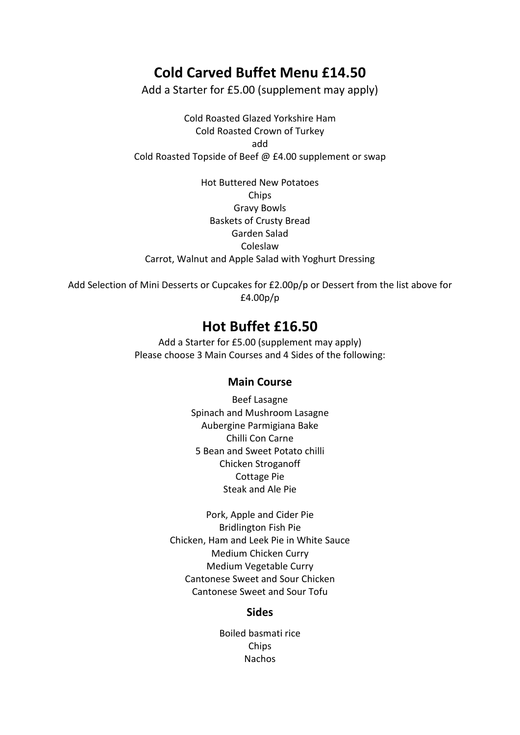## Cold Carved Buffet Menu £14.50

Add a Starter for £5.00 (supplement may apply)

Cold Roasted Glazed Yorkshire Ham
Cold Roasted Crown of Turkey
add
Cold Roasted Topside of Beef @ £4.00 supplement or swap

Hot Buttered New Potatoes
Chips
Gravy Bowls
Baskets of Crusty Bread
Garden Salad
Coleslaw
Carrot, Walnut and Apple Salad with Yoghurt Dressing

Add Selection of Mini Desserts or Cupcakes for £2.00p/p or Dessert from the list above for £4.00p/p

## Hot Buffet £16.50

Add a Starter for £5.00 (supplement may apply)
Please choose 3 Main Courses and 4 Sides of the following:

### Main Course

Beef Lasagne
Spinach and Mushroom Lasagne
Aubergine Parmigiana Bake
Chilli Con Carne
5 Bean and Sweet Potato chilli
Chicken Stroganoff
Cottage Pie
Steak and Ale Pie

Pork, Apple and Cider Pie
Bridlington Fish Pie
Chicken, Ham and Leek Pie in White Sauce
Medium Chicken Curry
Medium Vegetable Curry
Cantonese Sweet and Sour Chicken
Cantonese Sweet and Sour Tofu

### Sides

Boiled basmati rice
Chips
Nachos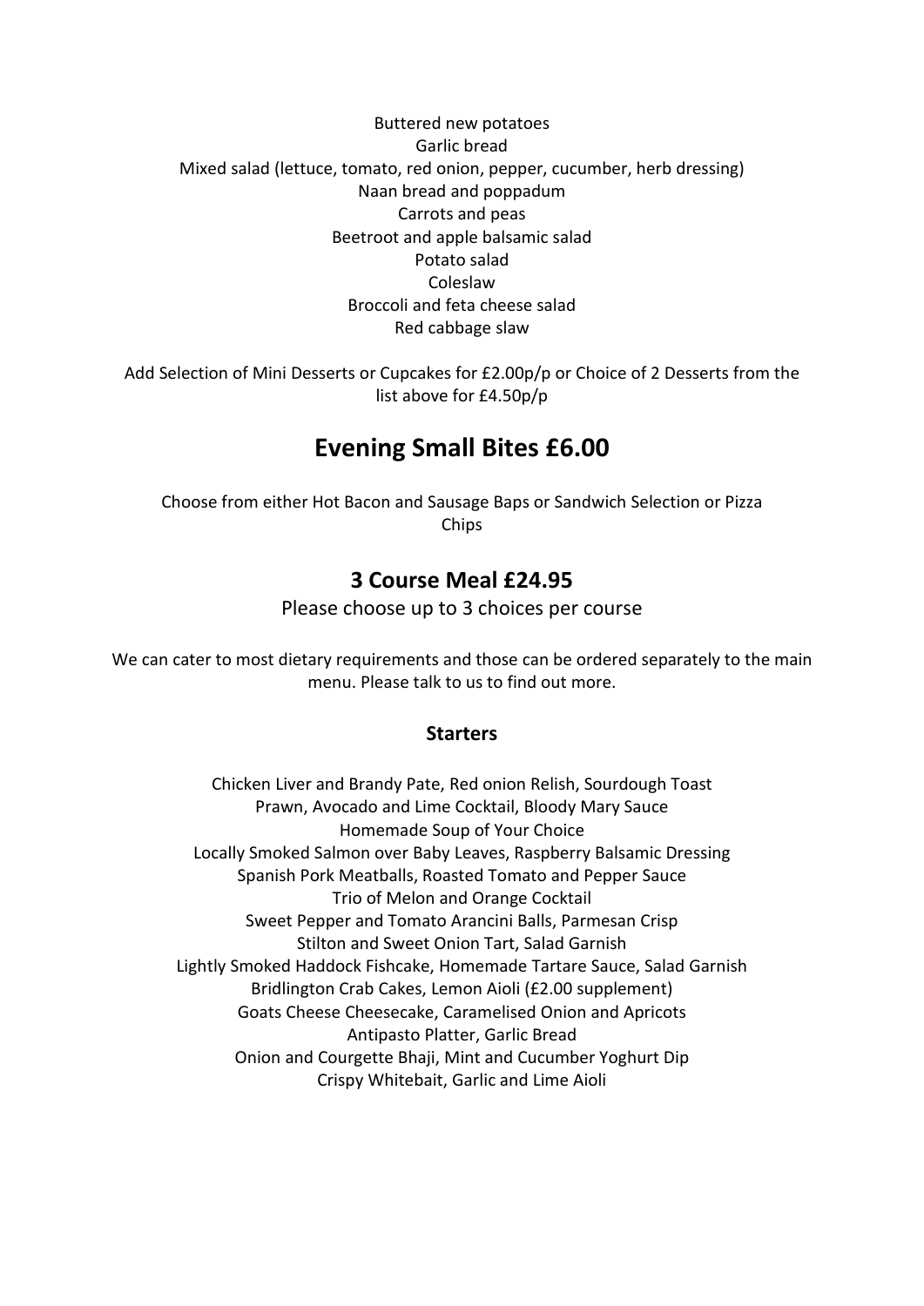Buttered new potatoes
Garlic bread
Mixed salad (lettuce, tomato, red onion, pepper, cucumber, herb dressing)
Naan bread and poppadum
Carrots and peas
Beetroot and apple balsamic salad
Potato salad
Coleslaw
Broccoli and feta cheese salad
Red cabbage slaw

Add Selection of Mini Desserts or Cupcakes for £2.00p/p or Choice of 2 Desserts from the list above for £4.50p/p

## Evening Small Bites £6.00

Choose from either Hot Bacon and Sausage Baps or Sandwich Selection or Pizza Chips

### 3 Course Meal £24.95

Please choose up to 3 choices per course

We can cater to most dietary requirements and those can be ordered separately to the main menu. Please talk to us to find out more.

#### Starters

Chicken Liver and Brandy Pate, Red onion Relish, Sourdough Toast
Prawn, Avocado and Lime Cocktail, Bloody Mary Sauce
Homemade Soup of Your Choice
Locally Smoked Salmon over Baby Leaves, Raspberry Balsamic Dressing
Spanish Pork Meatballs, Roasted Tomato and Pepper Sauce
Trio of Melon and Orange Cocktail
Sweet Pepper and Tomato Arancini Balls, Parmesan Crisp
Stilton and Sweet Onion Tart, Salad Garnish
Lightly Smoked Haddock Fishcake, Homemade Tartare Sauce, Salad Garnish
Bridlington Crab Cakes, Lemon Aioli (£2.00 supplement)
Goats Cheese Cheesecake, Caramelised Onion and Apricots
Antipasto Platter, Garlic Bread
Onion and Courgette Bhaji, Mint and Cucumber Yoghurt Dip
Crispy Whitebait, Garlic and Lime Aioli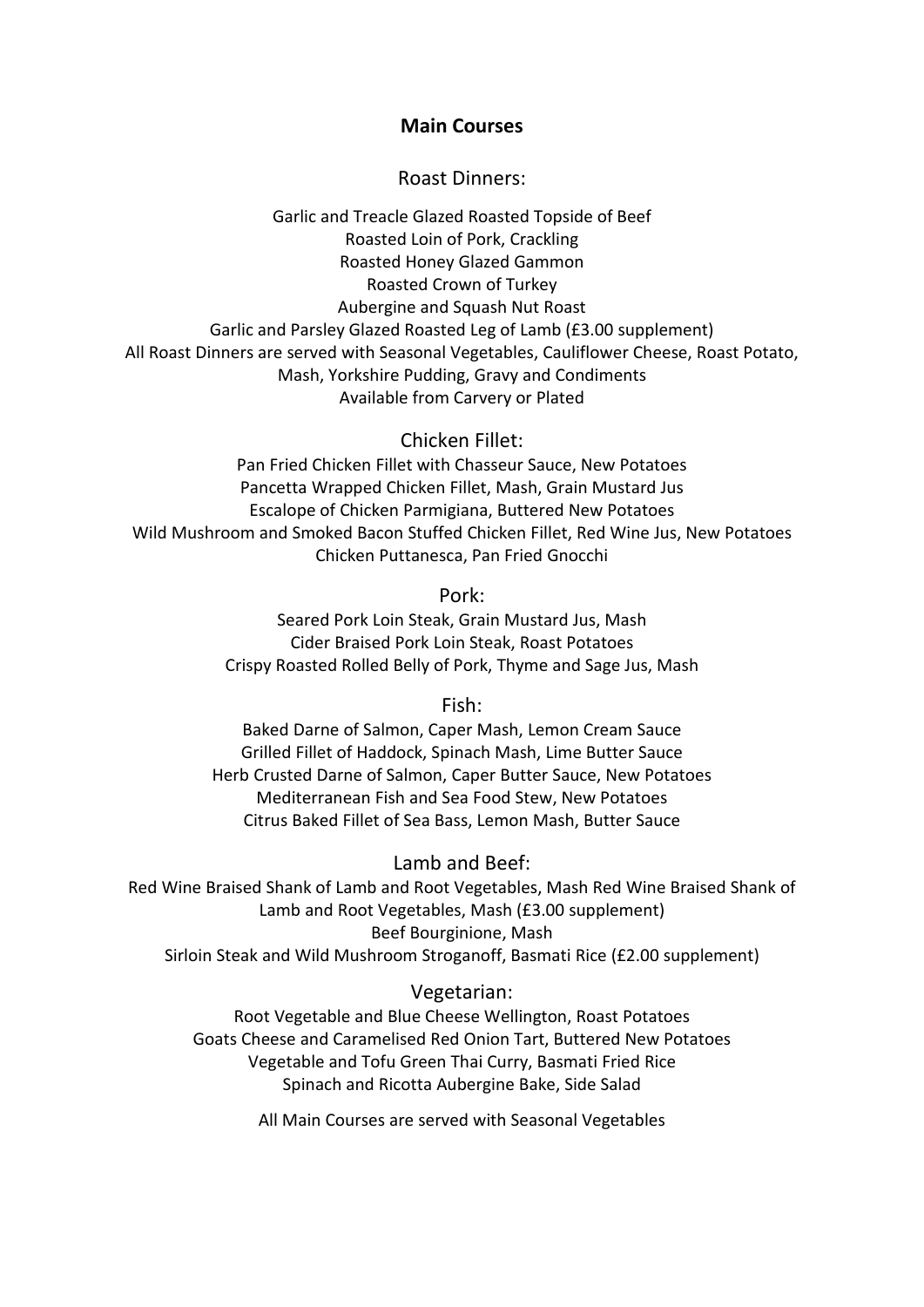## Main Courses

### Roast Dinners:

Garlic and Treacle Glazed Roasted Topside of Beef
Roasted Loin of Pork, Crackling
Roasted Honey Glazed Gammon
Roasted Crown of Turkey
Aubergine and Squash Nut Roast
Garlic and Parsley Glazed Roasted Leg of Lamb (£3.00 supplement)
All Roast Dinners are served with Seasonal Vegetables, Cauliflower Cheese, Roast Potato, Mash, Yorkshire Pudding, Gravy and Condiments
Available from Carvery or Plated

### Chicken Fillet:

Pan Fried Chicken Fillet with Chasseur Sauce, New Potatoes
Pancetta Wrapped Chicken Fillet, Mash, Grain Mustard Jus
Escalope of Chicken Parmigiana, Buttered New Potatoes
Wild Mushroom and Smoked Bacon Stuffed Chicken Fillet, Red Wine Jus, New Potatoes
Chicken Puttanesca, Pan Fried Gnocchi

### Pork:

Seared Pork Loin Steak, Grain Mustard Jus, Mash
Cider Braised Pork Loin Steak, Roast Potatoes
Crispy Roasted Rolled Belly of Pork, Thyme and Sage Jus, Mash

### Fish:

Baked Darne of Salmon, Caper Mash, Lemon Cream Sauce
Grilled Fillet of Haddock, Spinach Mash, Lime Butter Sauce
Herb Crusted Darne of Salmon, Caper Butter Sauce, New Potatoes
Mediterranean Fish and Sea Food Stew, New Potatoes
Citrus Baked Fillet of Sea Bass, Lemon Mash, Butter Sauce

### Lamb and Beef:

Red Wine Braised Shank of Lamb and Root Vegetables, Mash Red Wine Braised Shank of Lamb and Root Vegetables, Mash (£3.00 supplement)
Beef Bourginione, Mash
Sirloin Steak and Wild Mushroom Stroganoff, Basmati Rice (£2.00 supplement)

### Vegetarian:

Root Vegetable and Blue Cheese Wellington, Roast Potatoes
Goats Cheese and Caramelised Red Onion Tart, Buttered New Potatoes
Vegetable and Tofu Green Thai Curry, Basmati Fried Rice
Spinach and Ricotta Aubergine Bake, Side Salad

All Main Courses are served with Seasonal Vegetables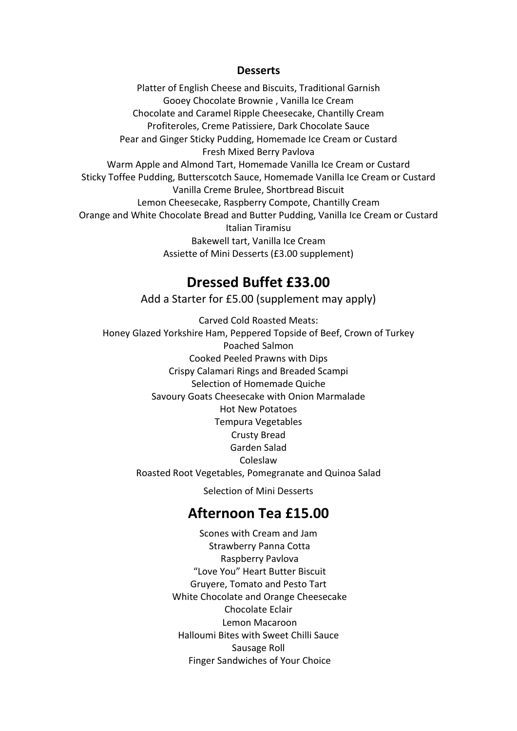**Desserts**

Platter of English Cheese and Biscuits, Traditional Garnish
Gooey Chocolate Brownie , Vanilla Ice Cream
Chocolate and Caramel Ripple Cheesecake, Chantilly Cream
Profiteroles, Creme Patissiere, Dark Chocolate Sauce
Pear and Ginger Sticky Pudding, Homemade Ice Cream or Custard
Fresh Mixed Berry Pavlova
Warm Apple and Almond Tart, Homemade Vanilla Ice Cream or Custard
Sticky Toffee Pudding, Butterscotch Sauce, Homemade Vanilla Ice Cream or Custard
Vanilla Creme Brulee, Shortbread Biscuit
Lemon Cheesecake, Raspberry Compote, Chantilly Cream
Orange and White Chocolate Bread and Butter Pudding, Vanilla Ice Cream or Custard
Italian Tiramisu
Bakewell tart, Vanilla Ice Cream
Assiette of Mini Desserts (£3.00 supplement)

## Dressed Buffet £33.00

Add a Starter for £5.00 (supplement may apply)

Carved Cold Roasted Meats:
Honey Glazed Yorkshire Ham, Peppered Topside of Beef, Crown of Turkey
Poached Salmon
Cooked Peeled Prawns with Dips
Crispy Calamari Rings and Breaded Scampi
Selection of Homemade Quiche
Savoury Goats Cheesecake with Onion Marmalade
Hot New Potatoes
Tempura Vegetables
Crusty Bread
Garden Salad
Coleslaw
Roasted Root Vegetables, Pomegranate and Quinoa Salad

Selection of Mini Desserts

## Afternoon Tea £15.00

Scones with Cream and Jam
Strawberry Panna Cotta
Raspberry Pavlova
"Love You" Heart Butter Biscuit
Gruyere, Tomato and Pesto Tart
White Chocolate and Orange Cheesecake
Chocolate Eclair
Lemon Macaroon
Halloumi Bites with Sweet Chilli Sauce
Sausage Roll
Finger Sandwiches of Your Choice